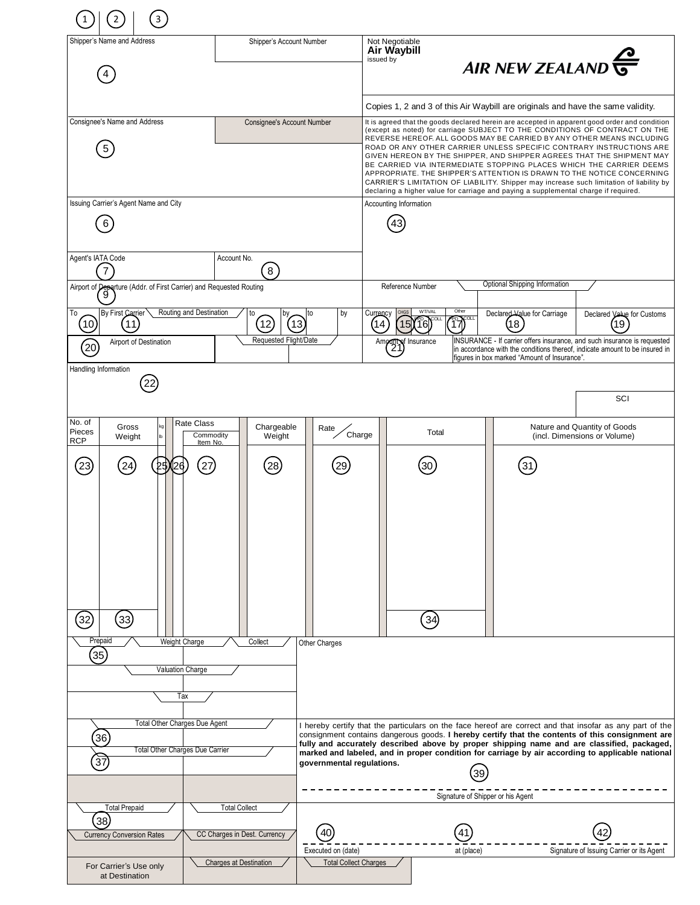① ② ③

**Not Negotiable**
**Air Waybill**
issued by

**AIR NEW ZEALAND**

Copies 1, 2 and 3 of this Air Waybill are originals and have the same validity.

| Shipper's Name and Address | Shipper's Account Number |
|---|---|
| ④ | |

| Consignee's Name and Address | Consignee's Account Number |
|---|---|
| ⑤ | |

It is agreed that the goods declared herein are accepted in apparent good order and condition (except as noted) for carriage SUBJECT TO THE CONDITIONS OF CONTRACT ON THE REVERSE HEREOF. ALL GOODS MAY BE CARRIED BY ANY OTHER MEANS INCLUDING ROAD OR ANY OTHER CARRIER UNLESS SPECIFIC CONTRARY INSTRUCTIONS ARE GIVEN HEREON BY THE SHIPPER, AND SHIPPER AGREES THAT THE SHIPMENT MAY BE CARRIED VIA INTERMEDIATE STOPPING PLACES WHICH THE CARRIER DEEMS APPROPRIATE. THE SHIPPER'S ATTENTION IS DRAWN TO THE NOTICE CONCERNING CARRIER'S LIMITATION OF LIABILITY. Shipper may increase such limitation of liability by declaring a higher value for carriage and paying a supplemental charge if required.

| Issuing Carrier's Agent Name and City | | Accounting Information |
|---|---|---|
| ⑥ | | ㊸ |
| Agent's IATA Code | Account No. | |
| ⑦ | ⑧ | |

| Airport of Departure (Addr. of First Carrier) and Requested Routing | Reference Number | Optional Shipping Information |
|---|---|---|
| ⑨ | | |

| To | By First Carrier / Routing and Destination | to | by | to | by | Currency | CHGS Code | WT/VAL PPD / COLL | Other PPD / COLL | Declared Value for Carriage | Declared Value for Customs |
|---|---|---|---|---|---|---|---|---|---|---|---|
| ⑩ | ⑪ | ⑫ | ⑬ | | | ⑭ | ⑮ | ⑯ | ⑰ | ⑱ | ⑲ |

| Airport of Destination | Requested Flight/Date | | Amount of Insurance | INSURANCE - If carrier offers insurance, and such insurance is requested in accordance with the conditions thereof, indicate amount to be insured in figures in box marked "Amount of Insurance". |
|---|---|---|---|---|
| ⑳ | | | ㉑ | |

Handling Information

㉒

SCI

| No. of Pieces RCP | Gross Weight | kg / lb | | Rate Class / Commodity Item No. | Chargeable Weight | Rate / Charge | Total | Nature and Quantity of Goods (incl. Dimensions or Volume) |
|---|---|---|---|---|---|---|---|---|
| ㉓ | ㉔ | ㉕ | ㉖ | ㉗ | ㉘ | ㉙ | ㉚ | ㉛ |
| ㉜ | ㉝ | | | | | | ㉞ | |

| Prepaid | Weight Charge | Collect | Other Charges |
|---|---|---|---|
| ㉟ | | | |
| | Valuation Charge | | |
| | Tax | | |
| | Total Other Charges Due Agent | | |
| ㊱ | | | |
| | Total Other Charges Due Carrier | | |
| ㊲ | | | |

I hereby certify that the particulars on the face hereof are correct and that insofar as any part of the consignment contains dangerous goods. **I hereby certify that the contents of this consignment are fully and accurately described above by proper shipping name and are classified, packaged, marked and labeled, and in proper condition for carriage by air according to applicable national governmental regulations.**

㊴

Signature of Shipper or his Agent

| Total Prepaid | Total Collect |
|---|---|
| ㊳ | |
| Currency Conversion Rates | CC Charges in Dest. Currency |
| | |

| ㊵ | ㊶ | ㊷ |
|---|---|---|
| Executed on (date) | at (place) | Signature of Issuing Carrier or its Agent |

| For Carrier's Use only at Destination | Charges at Destination | Total Collect Charges |
|---|---|---|
| | | |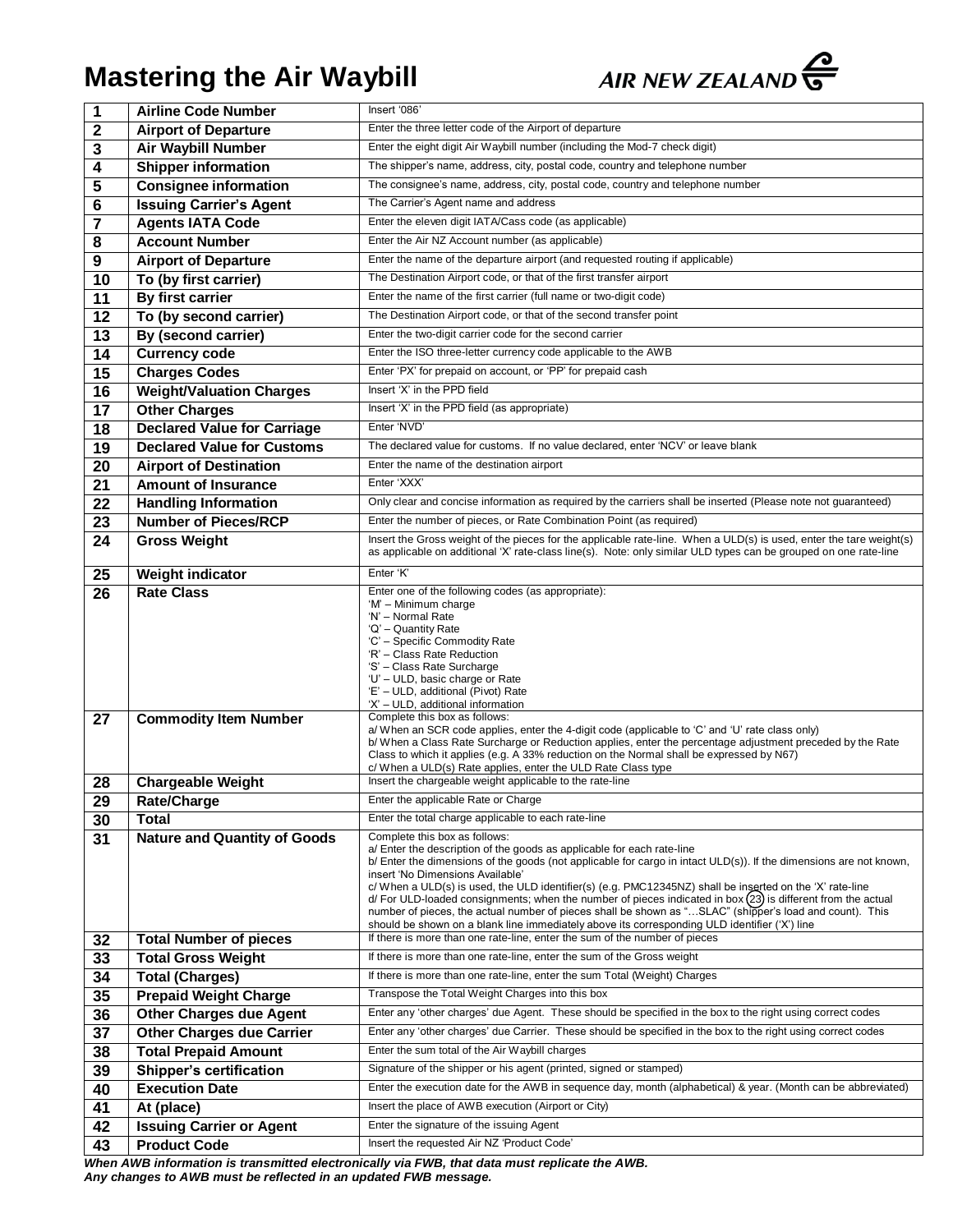# Mastering the Air Waybill

AIR NEW ZEALAND

| | | |
|---|---|---|
| **1** | **Airline Code Number** | Insert '086' |
| **2** | **Airport of Departure** | Enter the three letter code of the Airport of departure |
| **3** | **Air Waybill Number** | Enter the eight digit Air Waybill number (including the Mod-7 check digit) |
| **4** | **Shipper information** | The shipper's name, address, city, postal code, country and telephone number |
| **5** | **Consignee information** | The consignee's name, address, city, postal code, country and telephone number |
| **6** | **Issuing Carrier's Agent** | The Carrier's Agent name and address |
| **7** | **Agents IATA Code** | Enter the eleven digit IATA/Cass code (as applicable) |
| **8** | **Account Number** | Enter the Air NZ Account number (as applicable) |
| **9** | **Airport of Departure** | Enter the name of the departure airport (and requested routing if applicable) |
| **10** | **To (by first carrier)** | The Destination Airport code, or that of the first transfer airport |
| **11** | **By first carrier** | Enter the name of the first carrier (full name or two-digit code) |
| **12** | **To (by second carrier)** | The Destination Airport code, or that of the second transfer point |
| **13** | **By (second carrier)** | Enter the two-digit carrier code for the second carrier |
| **14** | **Currency code** | Enter the ISO three-letter currency code applicable to the AWB |
| **15** | **Charges Codes** | Enter 'PX' for prepaid on account, or 'PP' for prepaid cash |
| **16** | **Weight/Valuation Charges** | Insert 'X' in the PPD field |
| **17** | **Other Charges** | Insert 'X' in the PPD field (as appropriate) |
| **18** | **Declared Value for Carriage** | Enter 'NVD' |
| **19** | **Declared Value for Customs** | The declared value for customs. If no value declared, enter 'NCV' or leave blank |
| **20** | **Airport of Destination** | Enter the name of the destination airport |
| **21** | **Amount of Insurance** | Enter 'XXX' |
| **22** | **Handling Information** | Only clear and concise information as required by the carriers shall be inserted (Please note not guaranteed) |
| **23** | **Number of Pieces/RCP** | Enter the number of pieces, or Rate Combination Point (as required) |
| **24** | **Gross Weight** | Insert the Gross weight of the pieces for the applicable rate-line. When a ULD(s) is used, enter the tare weight(s) as applicable on additional 'X' rate-class line(s). Note: only similar ULD types can be grouped on one rate-line |
| **25** | **Weight indicator** | Enter 'K' |
| **26** | **Rate Class** | Enter one of the following codes (as appropriate):<br>'M' – Minimum charge<br>'N' – Normal Rate<br>'Q' – Quantity Rate<br>'C' – Specific Commodity Rate<br>'R' – Class Rate Reduction<br>'S' – Class Rate Surcharge<br>'U' – ULD, basic charge or Rate<br>'E' – ULD, additional (Pivot) Rate<br>'X' – ULD, additional information |
| **27** | **Commodity Item Number** | Complete this box as follows:<br>a/ When an SCR code applies, enter the 4-digit code (applicable to 'C' and 'U' rate class only)<br>b/ When a Class Rate Surcharge or Reduction applies, enter the percentage adjustment preceded by the Rate Class to which it applies (e.g. A 33% reduction on the Normal shall be expressed by N67)<br>c/ When a ULD(s) Rate applies, enter the ULD Rate Class type |
| **28** | **Chargeable Weight** | Insert the chargeable weight applicable to the rate-line |
| **29** | **Rate/Charge** | Enter the applicable Rate or Charge |
| **30** | **Total** | Enter the total charge applicable to each rate-line |
| **31** | **Nature and Quantity of Goods** | Complete this box as follows:<br>a/ Enter the description of the goods as applicable for each rate-line<br>b/ Enter the dimensions of the goods (not applicable for cargo in intact ULD(s)). If the dimensions are not known, insert 'No Dimensions Available'<br>c/ When a ULD(s) is used, the ULD identifier(s) (e.g. PMC12345NZ) shall be inserted on the 'X' rate-line<br>d/ For ULD-loaded consignments; when the number of pieces indicated in box (23) is different from the actual number of pieces, the actual number of pieces shall be shown as "…SLAC" (shipper's load and count). This should be shown on a blank line immediately above its corresponding ULD identifier ('X') line |
| **32** | **Total Number of pieces** | If there is more than one rate-line, enter the sum of the number of pieces |
| **33** | **Total Gross Weight** | If there is more than one rate-line, enter the sum of the Gross weight |
| **34** | **Total (Charges)** | If there is more than one rate-line, enter the sum Total (Weight) Charges |
| **35** | **Prepaid Weight Charge** | Transpose the Total Weight Charges into this box |
| **36** | **Other Charges due Agent** | Enter any 'other charges' due Agent. These should be specified in the box to the right using correct codes |
| **37** | **Other Charges due Carrier** | Enter any 'other charges' due Carrier. These should be specified in the box to the right using correct codes |
| **38** | **Total Prepaid Amount** | Enter the sum total of the Air Waybill charges |
| **39** | **Shipper's certification** | Signature of the shipper or his agent (printed, signed or stamped) |
| **40** | **Execution Date** | Enter the execution date for the AWB in sequence day, month (alphabetical) & year. (Month can be abbreviated) |
| **41** | **At (place)** | Insert the place of AWB execution (Airport or City) |
| **42** | **Issuing Carrier or Agent** | Enter the signature of the issuing Agent |
| **43** | **Product Code** | Insert the requested Air NZ 'Product Code' |

***When AWB information is transmitted electronically via FWB, that data must replicate the AWB.***
***Any changes to AWB must be reflected in an updated FWB message.***